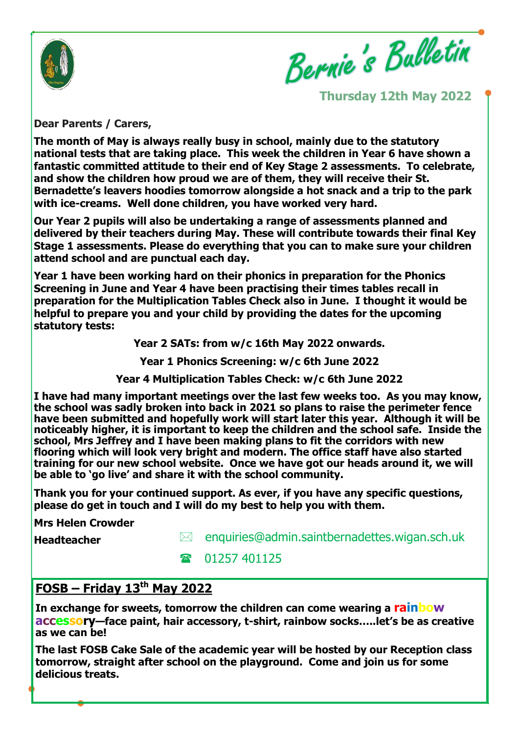# Bernie's Bulletin

**Thursday 12th May 2022**

**Dear Parents / Carers,**

**The month of May is always really busy in school, mainly due to the statutory national tests that are taking place. This week the children in Year 6 have shown a fantastic committed attitude to their end of Key Stage 2 assessments. To celebrate, and show the children how proud we are of them, they will receive their St. Bernadette's leavers hoodies tomorrow alongside a hot snack and a trip to the park with ice-creams. Well done children, you have worked very hard.**

**Our Year 2 pupils will also be undertaking a range of assessments planned and delivered by their teachers during May. These will contribute towards their final Key Stage 1 assessments. Please do everything that you can to make sure your children attend school and are punctual each day.**

**Year 1 have been working hard on their phonics in preparation for the Phonics Screening in June and Year 4 have been practising their times tables recall in preparation for the Multiplication Tables Check also in June. I thought it would be helpful to prepare you and your child by providing the dates for the upcoming statutory tests:**

**Year 2 SATs: from w/c 16th May 2022 onwards.**

**Year 1 Phonics Screening: w/c 6th June 2022**

**Year 4 Multiplication Tables Check: w/c 6th June 2022**

**I have had many important meetings over the last few weeks too. As you may know, the school was sadly broken into back in 2021 so plans to raise the perimeter fence have been submitted and hopefully work will start later this year. Although it will be noticeably higher, it is important to keep the children and the school safe. Inside the school, Mrs Jeffrey and I have been making plans to fit the corridors with new flooring which will look very bright and modern. The office staff have also started training for our new school website. Once we have got our heads around it, we will be able to 'go live' and share it with the school community.**

**Thank you for your continued support. As ever, if you have any specific questions, please do get in touch and I will do my best to help you with them.**

**Mrs Helen Crowder**

**Headteacher**

✉ enquiries@admin.saintbernadettes.wigan.sch.uk

☎ 01257 401125

## FOSB – Friday 13th May 2022

**In exchange for sweets, tomorrow the children can come wearing a rainbow accessory—face paint, hair accessory, t-shirt, rainbow socks…..let's be as creative as we can be!**

**The last FOSB Cake Sale of the academic year will be hosted by our Reception class tomorrow, straight after school on the playground. Come and join us for some delicious treats.**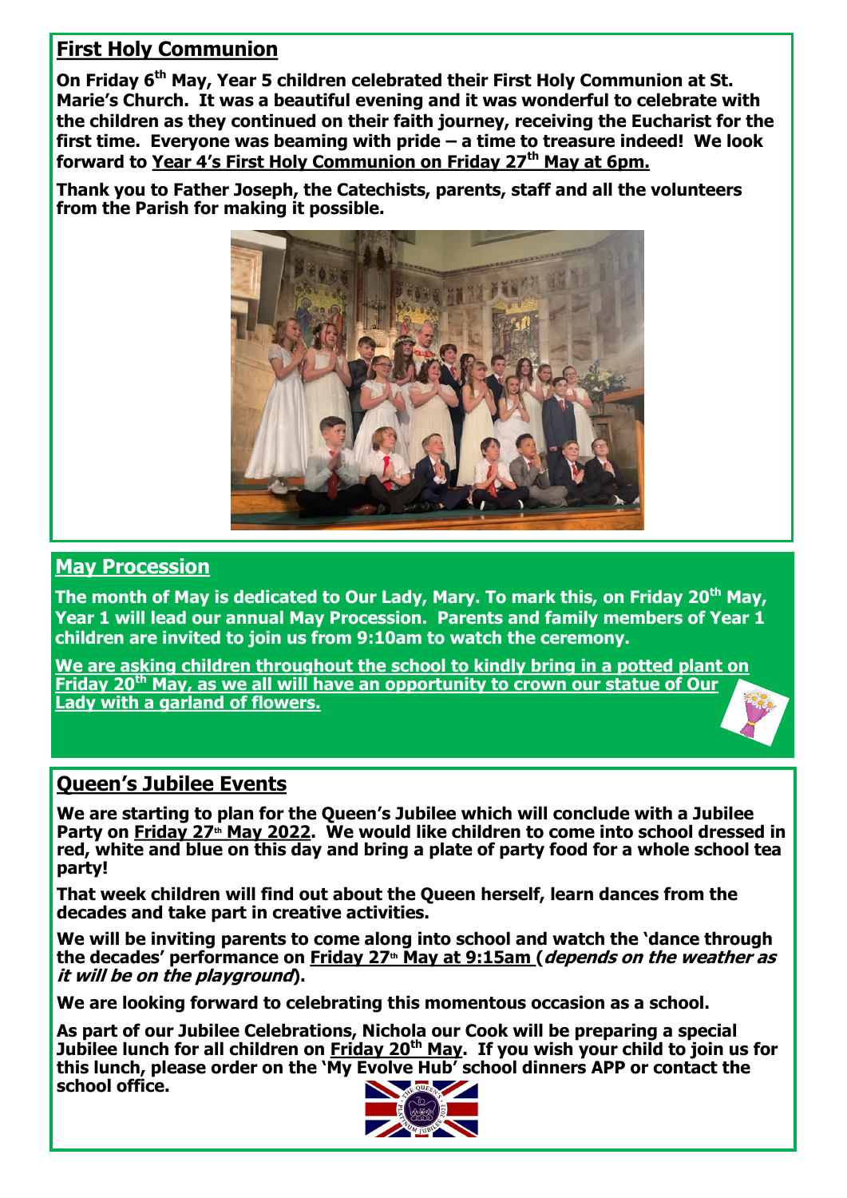## First Holy Communion

**On Friday 6th May, Year 5 children celebrated their First Holy Communion at St. Marie's Church. It was a beautiful evening and it was wonderful to celebrate with the children as they continued on their faith journey, receiving the Eucharist for the first time. Everyone was beaming with pride – a time to treasure indeed! We look forward to Year 4's First Holy Communion on Friday 27th May at 6pm.**

**Thank you to Father Joseph, the Catechists, parents, staff and all the volunteers from the Parish for making it possible.**

## May Procession

**The month of May is dedicated to Our Lady, Mary. To mark this, on Friday 20th May, Year 1 will lead our annual May Procession. Parents and family members of Year 1 children are invited to join us from 9:10am to watch the ceremony.**

**We are asking children throughout the school to kindly bring in a potted plant on Friday 20th May, as we all will have an opportunity to crown our statue of Our Lady with a garland of flowers.**

## Queen's Jubilee Events

**We are starting to plan for the Queen's Jubilee which will conclude with a Jubilee Party on Friday 27th May 2022. We would like children to come into school dressed in red, white and blue on this day and bring a plate of party food for a whole school tea party!**

**That week children will find out about the Queen herself, learn dances from the decades and take part in creative activities.**

**We will be inviting parents to come along into school and watch the 'dance through the decades' performance on Friday 27th May at 9:15am (*depends on the weather as it will be on the playground*).**

**We are looking forward to celebrating this momentous occasion as a school.**

**As part of our Jubilee Celebrations, Nichola our Cook will be preparing a special Jubilee lunch for all children on Friday 20th May. If you wish your child to join us for this lunch, please order on the 'My Evolve Hub' school dinners APP or contact the school office.**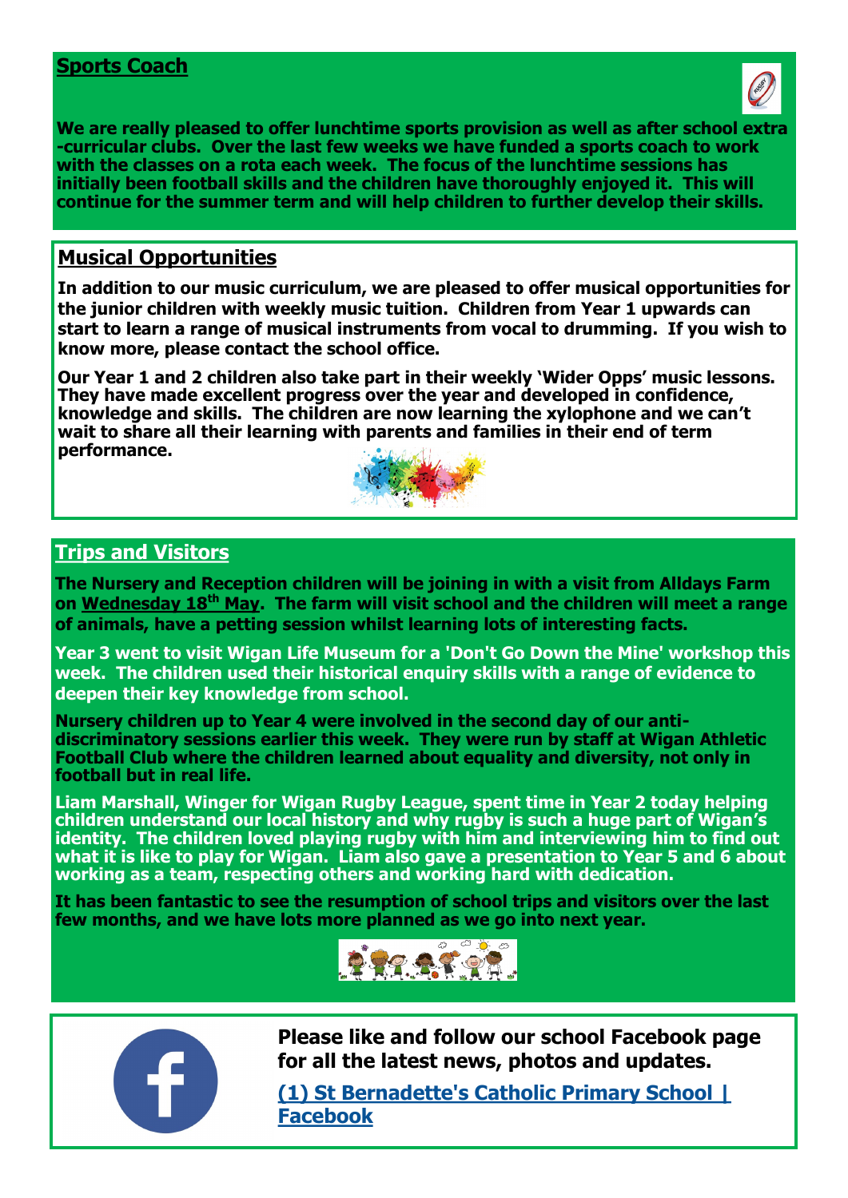## Sports Coach

**We are really pleased to offer lunchtime sports provision as well as after school extra-curricular clubs. Over the last few weeks we have funded a sports coach to work with the classes on a rota each week. The focus of the lunchtime sessions has initially been football skills and the children have thoroughly enjoyed it. This will continue for the summer term and will help children to further develop their skills.**

## Musical Opportunities

**In addition to our music curriculum, we are pleased to offer musical opportunities for the junior children with weekly music tuition. Children from Year 1 upwards can start to learn a range of musical instruments from vocal to drumming. If you wish to know more, please contact the school office.**

**Our Year 1 and 2 children also take part in their weekly 'Wider Opps' music lessons. They have made excellent progress over the year and developed in confidence, knowledge and skills. The children are now learning the xylophone and we can't wait to share all their learning with parents and families in their end of term performance.**

## Trips and Visitors

**The Nursery and Reception children will be joining in with a visit from Alldays Farm on Wednesday 18th May. The farm will visit school and the children will meet a range of animals, have a petting session whilst learning lots of interesting facts.**

**Year 3 went to visit Wigan Life Museum for a 'Don't Go Down the Mine' workshop this week. The children used their historical enquiry skills with a range of evidence to deepen their key knowledge from school.**

**Nursery children up to Year 4 were involved in the second day of our anti-discriminatory sessions earlier this week. They were run by staff at Wigan Athletic Football Club where the children learned about equality and diversity, not only in football but in real life.**

**Liam Marshall, Winger for Wigan Rugby League, spent time in Year 2 today helping children understand our local history and why rugby is such a huge part of Wigan's identity. The children loved playing rugby with him and interviewing him to find out what it is like to play for Wigan. Liam also gave a presentation to Year 5 and 6 about working as a team, respecting others and working hard with dedication.**

**It has been fantastic to see the resumption of school trips and visitors over the last few months, and we have lots more planned as we go into next year.**

**Please like and follow our school Facebook page for all the latest news, photos and updates.**

**(1) St Bernadette's Catholic Primary School | Facebook**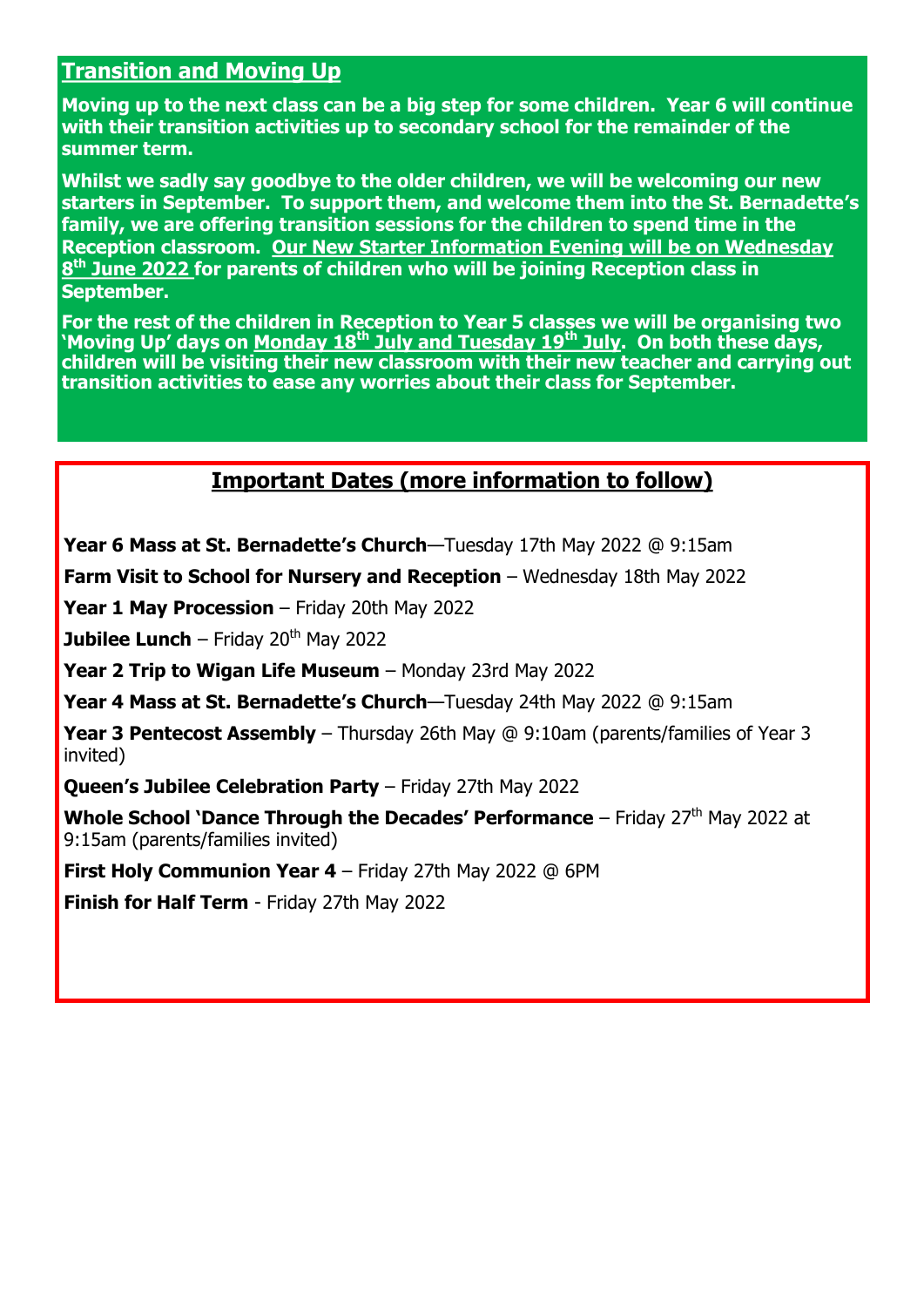## Transition and Moving Up

**Moving up to the next class can be a big step for some children. Year 6 will continue with their transition activities up to secondary school for the remainder of the summer term.**

**Whilst we sadly say goodbye to the older children, we will be welcoming our new starters in September. To support them, and welcome them into the St. Bernadette's family, we are offering transition sessions for the children to spend time in the Reception classroom. Our New Starter Information Evening will be on Wednesday 8th June 2022 for parents of children who will be joining Reception class in September.**

**For the rest of the children in Reception to Year 5 classes we will be organising two 'Moving Up' days on Monday 18th July and Tuesday 19th July. On both these days, children will be visiting their new classroom with their new teacher and carrying out transition activities to ease any worries about their class for September.**

## Important Dates (more information to follow)

**Year 6 Mass at St. Bernadette's Church**—Tuesday 17th May 2022 @ 9:15am

**Farm Visit to School for Nursery and Reception** – Wednesday 18th May 2022

**Year 1 May Procession** – Friday 20th May 2022

**Jubilee Lunch** – Friday 20th May 2022

**Year 2 Trip to Wigan Life Museum** – Monday 23rd May 2022

**Year 4 Mass at St. Bernadette's Church**—Tuesday 24th May 2022 @ 9:15am

**Year 3 Pentecost Assembly** – Thursday 26th May @ 9:10am (parents/families of Year 3 invited)

**Queen's Jubilee Celebration Party** – Friday 27th May 2022

**Whole School 'Dance Through the Decades' Performance** – Friday 27th May 2022 at 9:15am (parents/families invited)

**First Holy Communion Year 4** – Friday 27th May 2022 @ 6PM

**Finish for Half Term** - Friday 27th May 2022